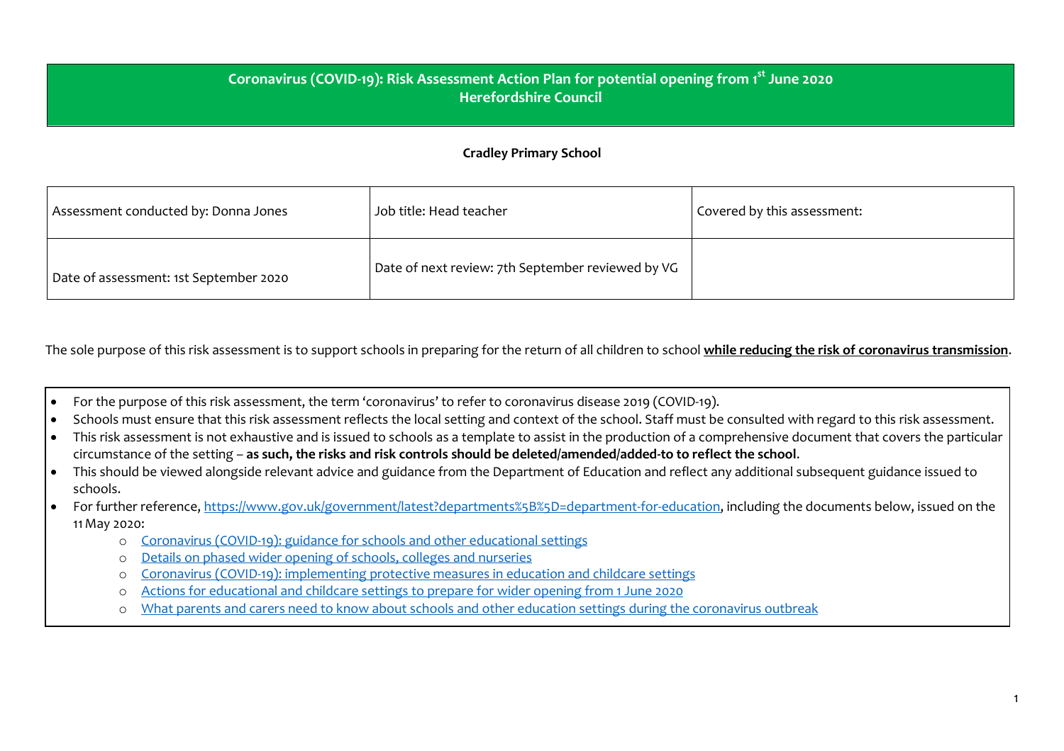# Coronavirus (COVID-19): Risk Assessment Action Plan for potential opening from 1st June 2020
## Herefordshire Council

**Cradley Primary School**

| Assessment conducted by: Donna Jones | Job title: Head teacher | Covered by this assessment: |
| --- | --- | --- |
| Date of assessment: 1st September 2020 | Date of next review: 7th September reviewed by VG | |

The sole purpose of this risk assessment is to support schools in preparing for the return of all children to school **while reducing the risk of coronavirus transmission**.

- For the purpose of this risk assessment, the term 'coronavirus' to refer to coronavirus disease 2019 (COVID-19).
- Schools must ensure that this risk assessment reflects the local setting and context of the school. Staff must be consulted with regard to this risk assessment.
- This risk assessment is not exhaustive and is issued to schools as a template to assist in the production of a comprehensive document that covers the particular circumstance of the setting – **as such, the risks and risk controls should be deleted/amended/added-to to reflect the school**.
- This should be viewed alongside relevant advice and guidance from the Department of Education and reflect any additional subsequent guidance issued to schools.
- For further reference, https://www.gov.uk/government/latest?departments%5B%5D=department-for-education, including the documents below, issued on the 11 May 2020:
  - Coronavirus (COVID-19): guidance for schools and other educational settings
  - Details on phased wider opening of schools, colleges and nurseries
  - Coronavirus (COVID-19): implementing protective measures in education and childcare settings
  - Actions for educational and childcare settings to prepare for wider opening from 1 June 2020
  - What parents and carers need to know about schools and other education settings during the coronavirus outbreak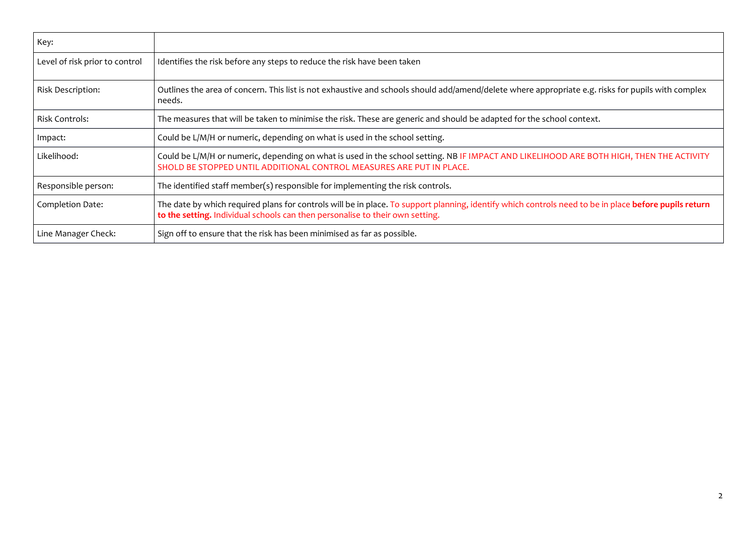| Key: | |
|---|---|
| Level of risk prior to control | Identifies the risk before any steps to reduce the risk have been taken |
| Risk Description: | Outlines the area of concern. This list is not exhaustive and schools should add/amend/delete where appropriate e.g. risks for pupils with complex needs. |
| Risk Controls: | The measures that will be taken to minimise the risk. These are generic and should be adapted for the school context. |
| Impact: | Could be L/M/H or numeric, depending on what is used in the school setting. |
| Likelihood: | Could be L/M/H or numeric, depending on what is used in the school setting. NB IF IMPACT AND LIKELIHOOD ARE BOTH HIGH, THEN THE ACTIVITY SHOLD BE STOPPED UNTIL ADDITIONAL CONTROL MEASURES ARE PUT IN PLACE. |
| Responsible person: | The identified staff member(s) responsible for implementing the risk controls. |
| Completion Date: | The date by which required plans for controls will be in place. To support planning, identify which controls need to be in place **before pupils return to the setting.** Individual schools can then personalise to their own setting. |
| Line Manager Check: | Sign off to ensure that the risk has been minimised as far as possible. |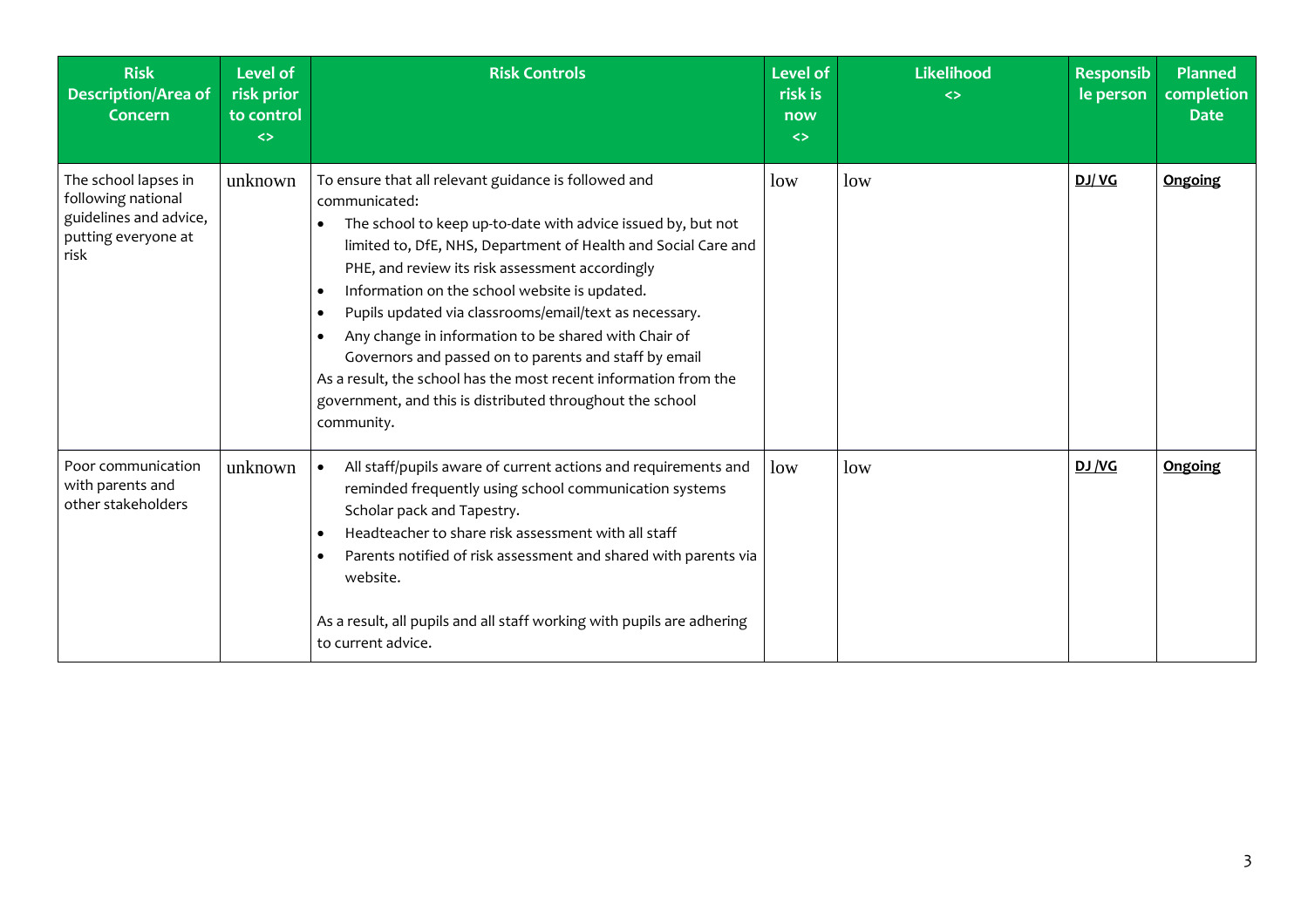| **Risk Description/Area of Concern** | **Level of risk prior to control <>** | **Risk Controls** | **Level of risk is now <>** | **Likelihood <>** | **Responsible person** | **Planned completion Date** |
|---|---|---|---|---|---|---|
| The school lapses in following national guidelines and advice, putting everyone at risk | unknown | To ensure that all relevant guidance is followed and communicated:<br>• The school to keep up-to-date with advice issued by, but not limited to, DfE, NHS, Department of Health and Social Care and PHE, and review its risk assessment accordingly<br>• Information on the school website is updated.<br>• Pupils updated via classrooms/email/text as necessary.<br>• Any change in information to be shared with Chair of Governors and passed on to parents and staff by email<br>As a result, the school has the most recent information from the government, and this is distributed throughout the school community. | low | low | **DJ/ VG** | **Ongoing** |
| Poor communication with parents and other stakeholders | unknown | • All staff/pupils aware of current actions and requirements and reminded frequently using school communication systems Scholar pack and Tapestry.<br>• Headteacher to share risk assessment with all staff<br>• Parents notified of risk assessment and shared with parents via website.<br><br>As a result, all pupils and all staff working with pupils are adhering to current advice. | low | low | **DJ /VG** | **Ongoing** |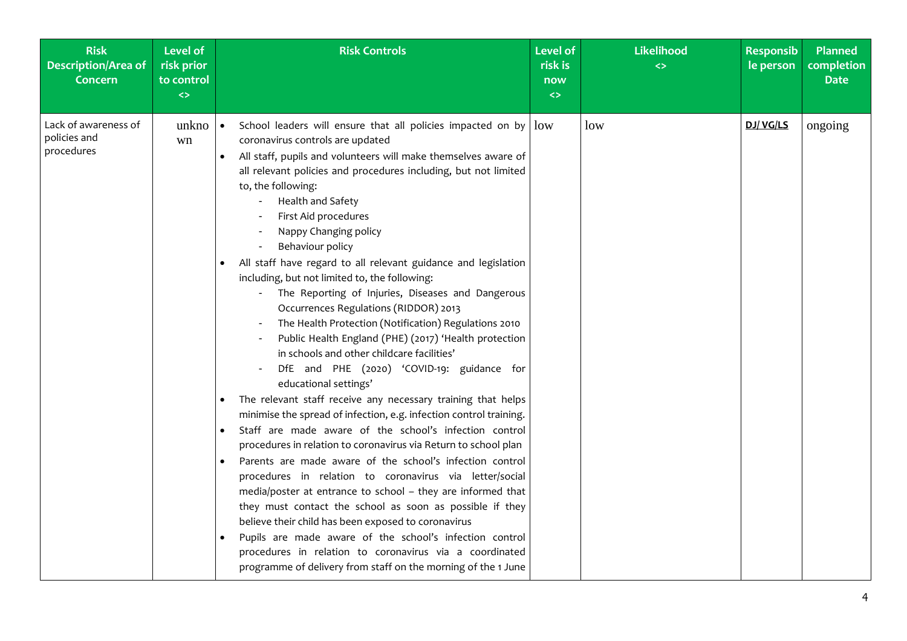| Risk Description/Area of Concern | Level of risk prior to control <> | Risk Controls | Level of risk is now <> | Likelihood <> | Responsible person | Planned completion Date |
|---|---|---|---|---|---|---|
| Lack of awareness of policies and procedures | unknown | • School leaders will ensure that all policies impacted on by coronavirus controls are updated<br>• All staff, pupils and volunteers will make themselves aware of all relevant policies and procedures including, but not limited to, the following:<br>- Health and Safety<br>- First Aid procedures<br>- Nappy Changing policy<br>- Behaviour policy<br>• All staff have regard to all relevant guidance and legislation including, but not limited to, the following:<br>- The Reporting of Injuries, Diseases and Dangerous Occurrences Regulations (RIDDOR) 2013<br>- The Health Protection (Notification) Regulations 2010<br>- Public Health England (PHE) (2017) 'Health protection in schools and other childcare facilities'<br>- DfE and PHE (2020) 'COVID-19: guidance for educational settings'<br>• The relevant staff receive any necessary training that helps minimise the spread of infection, e.g. infection control training.<br>• Staff are made aware of the school's infection control procedures in relation to coronavirus via Return to school plan<br>• Parents are made aware of the school's infection control procedures in relation to coronavirus via letter/social media/poster at entrance to school – they are informed that they must contact the school as soon as possible if they believe their child has been exposed to coronavirus<br>• Pupils are made aware of the school's infection control procedures in relation to coronavirus via a coordinated programme of delivery from staff on the morning of the 1 June | low | low | **DJ/ VG/LS** | ongoing |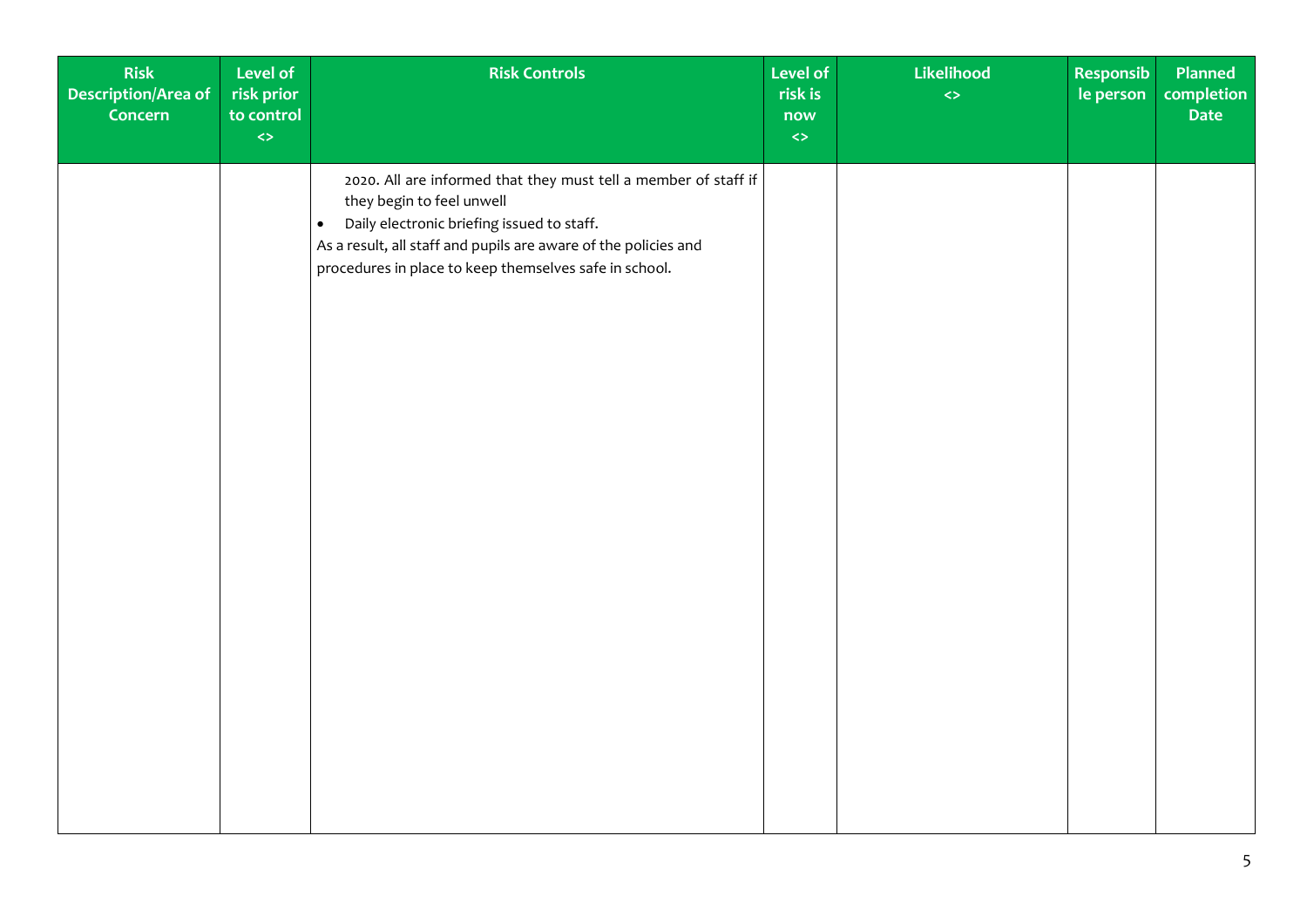| Risk Description/Area of Concern | Level of risk prior to control <> | Risk Controls | Level of risk is now <> | Likelihood <> | Responsible person | Planned completion Date |
|---|---|---|---|---|---|---|
| | | 2020. All are informed that they must tell a member of staff if they begin to feel unwell<br>• Daily electronic briefing issued to staff.<br>As a result, all staff and pupils are aware of the policies and procedures in place to keep themselves safe in school. | | | | |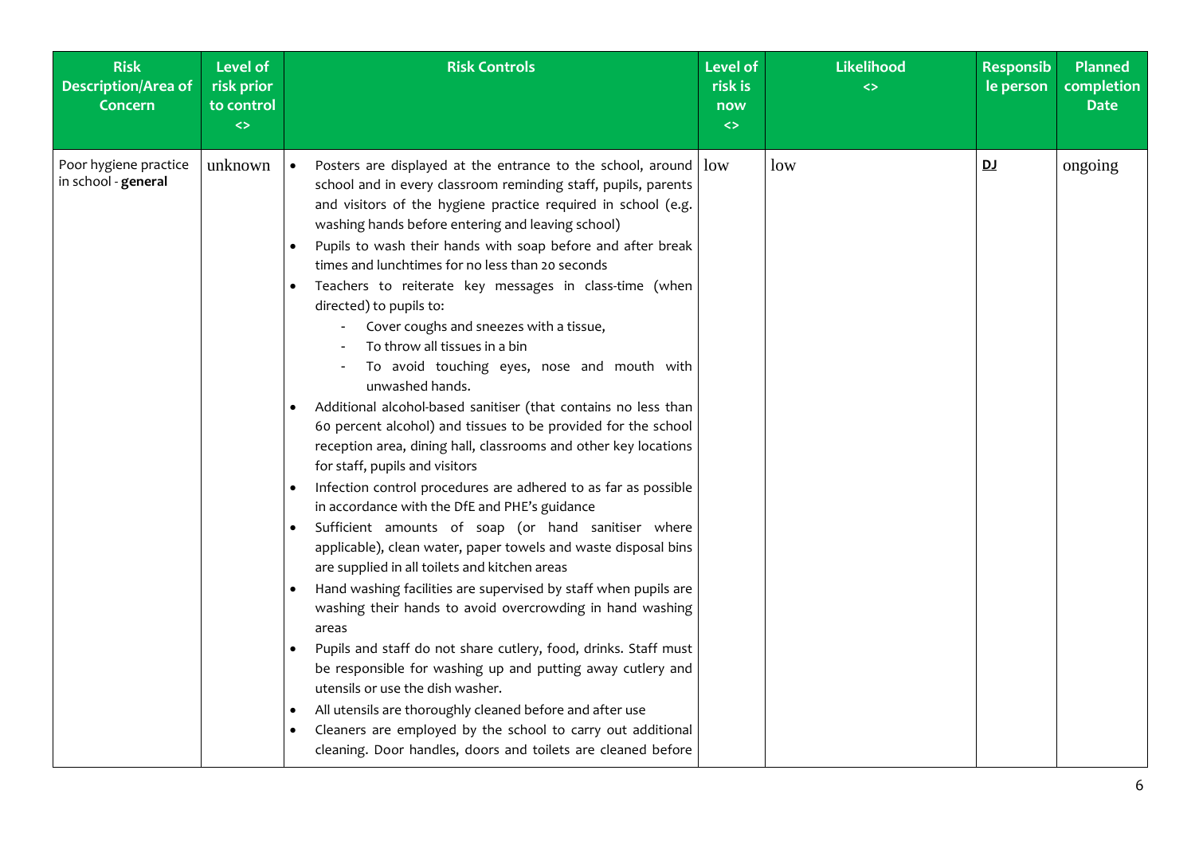| Risk Description/Area of Concern | Level of risk prior to control <> | Risk Controls | Level of risk is now <> | Likelihood <> | Responsible person | Planned completion Date |
|---|---|---|---|---|---|---|
| Poor hygiene practice in school - **general** | unknown | • Posters are displayed at the entrance to the school, around school and in every classroom reminding staff, pupils, parents and visitors of the hygiene practice required in school (e.g. washing hands before entering and leaving school)<br>• Pupils to wash their hands with soap before and after break times and lunchtimes for no less than 20 seconds<br>• Teachers to reiterate key messages in class-time (when directed) to pupils to:<br>  - Cover coughs and sneezes with a tissue,<br>  - To throw all tissues in a bin<br>  - To avoid touching eyes, nose and mouth with unwashed hands.<br>• Additional alcohol-based sanitiser (that contains no less than 60 percent alcohol) and tissues to be provided for the school reception area, dining hall, classrooms and other key locations for staff, pupils and visitors<br>• Infection control procedures are adhered to as far as possible in accordance with the DfE and PHE's guidance<br>• Sufficient amounts of soap (or hand sanitiser where applicable), clean water, paper towels and waste disposal bins are supplied in all toilets and kitchen areas<br>• Hand washing facilities are supervised by staff when pupils are washing their hands to avoid overcrowding in hand washing areas<br>• Pupils and staff do not share cutlery, food, drinks. Staff must be responsible for washing up and putting away cutlery and utensils or use the dish washer.<br>• All utensils are thoroughly cleaned before and after use<br>• Cleaners are employed by the school to carry out additional cleaning. Door handles, doors and toilets are cleaned before | low | low | **DJ** | ongoing |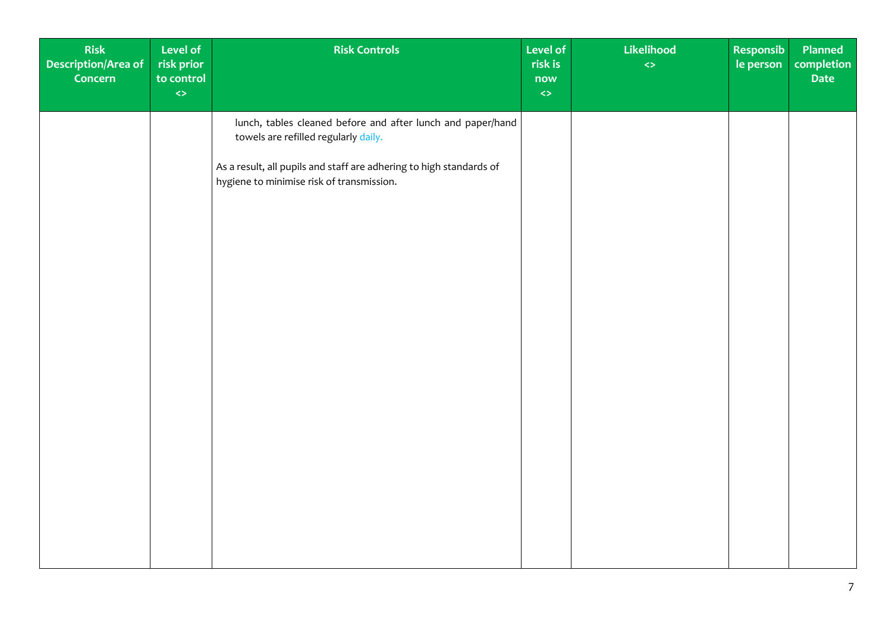| Risk Description/Area of Concern | Level of risk prior to control <> | Risk Controls | Level of risk is now <> | Likelihood <> | Responsible person | Planned completion Date |
|---|---|---|---|---|---|---|
| | | lunch, tables cleaned before and after lunch and paper/hand towels are refilled regularly daily.<br><br>As a result, all pupils and staff are adhering to high standards of hygiene to minimise risk of transmission. | | | | |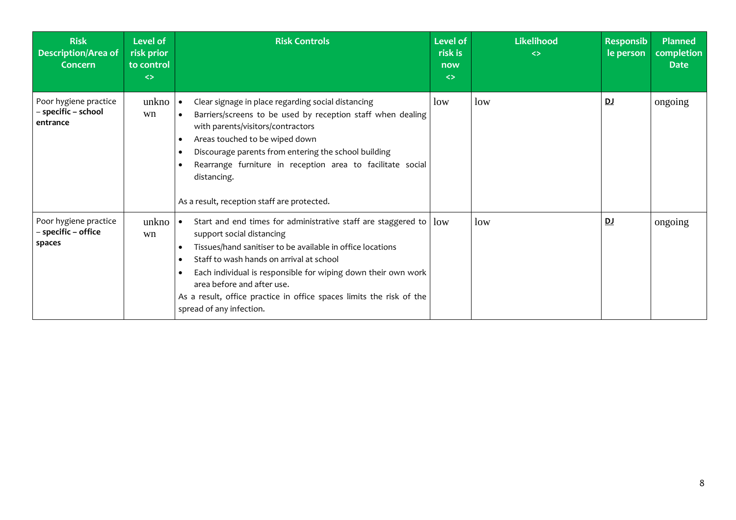| Risk Description/Area of Concern | Level of risk prior to control <> | Risk Controls | Level of risk is now <> | Likelihood <> | Responsible person | Planned completion Date |
|---|---|---|---|---|---|---|
| Poor hygiene practice – **specific – school entrance** | unknown | • Clear signage in place regarding social distancing<br>• Barriers/screens to be used by reception staff when dealing with parents/visitors/contractors<br>• Areas touched to be wiped down<br>• Discourage parents from entering the school building<br>• Rearrange furniture in reception area to facilitate social distancing.<br><br>As a result, reception staff are protected. | low | low | **DJ** | ongoing |
| Poor hygiene practice – **specific – office spaces** | unknown | • Start and end times for administrative staff are staggered to support social distancing<br>• Tissues/hand sanitiser to be available in office locations<br>• Staff to wash hands on arrival at school<br>• Each individual is responsible for wiping down their own work area before and after use.<br>As a result, office practice in office spaces limits the risk of the spread of any infection. | low | low | **DJ** | ongoing |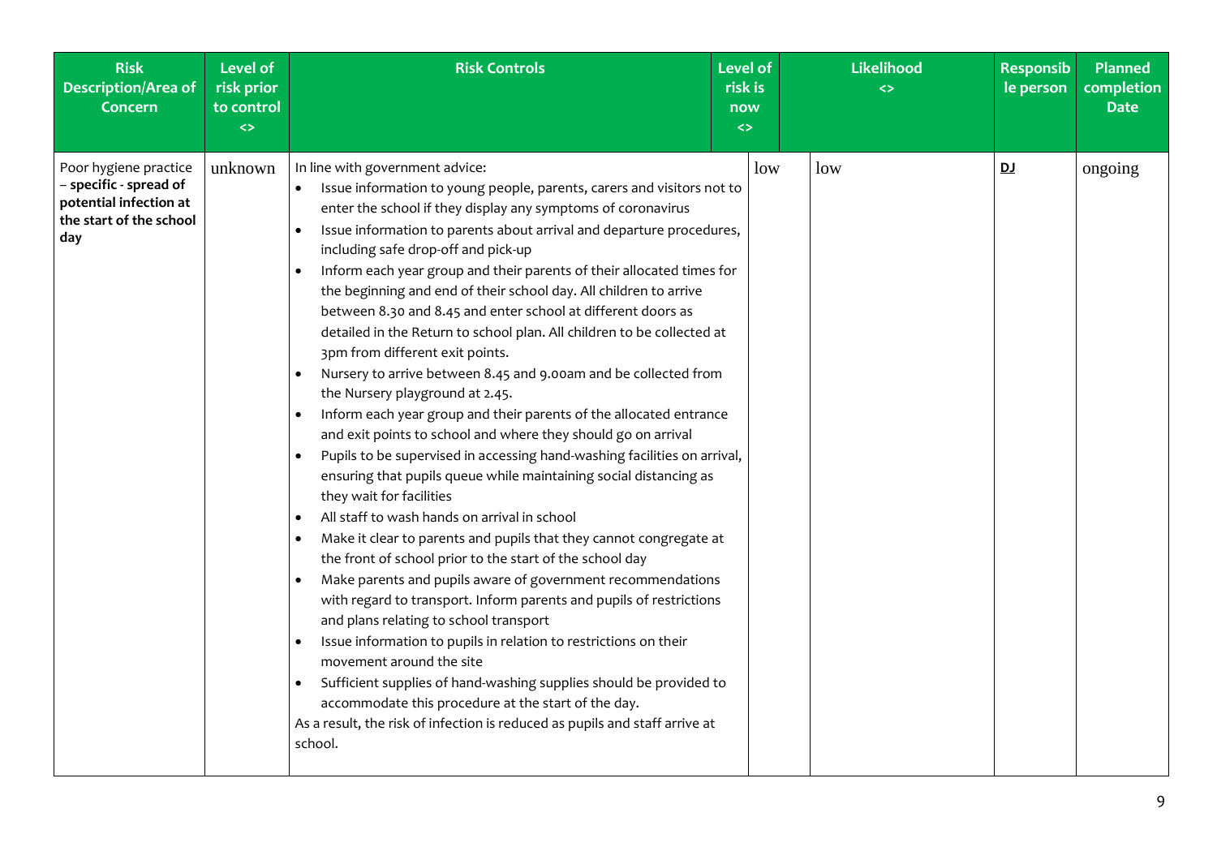| Risk Description/Area of Concern | Level of risk prior to control <> | Risk Controls | Level of risk is now <> | Likelihood <> | Responsible person | Planned completion Date |
|---|---|---|---|---|---|---|
| Poor hygiene practice – **specific - spread of potential infection at the start of the school day** | unknown | In line with government advice:<br>• Issue information to young people, parents, carers and visitors not to enter the school if they display any symptoms of coronavirus<br>• Issue information to parents about arrival and departure procedures, including safe drop-off and pick-up<br>• Inform each year group and their parents of their allocated times for the beginning and end of their school day. All children to arrive between 8.30 and 8.45 and enter school at different doors as detailed in the Return to school plan. All children to be collected at 3pm from different exit points.<br>• Nursery to arrive between 8.45 and 9.00am and be collected from the Nursery playground at 2.45.<br>• Inform each year group and their parents of the allocated entrance and exit points to school and where they should go on arrival<br>• Pupils to be supervised in accessing hand-washing facilities on arrival, ensuring that pupils queue while maintaining social distancing as they wait for facilities<br>• All staff to wash hands on arrival in school<br>• Make it clear to parents and pupils that they cannot congregate at the front of school prior to the start of the school day<br>• Make parents and pupils aware of government recommendations with regard to transport. Inform parents and pupils of restrictions and plans relating to school transport<br>• Issue information to pupils in relation to restrictions on their movement around the site<br>• Sufficient supplies of hand-washing supplies should be provided to accommodate this procedure at the start of the day.<br>As a result, the risk of infection is reduced as pupils and staff arrive at school. | low | low | **DJ** | ongoing |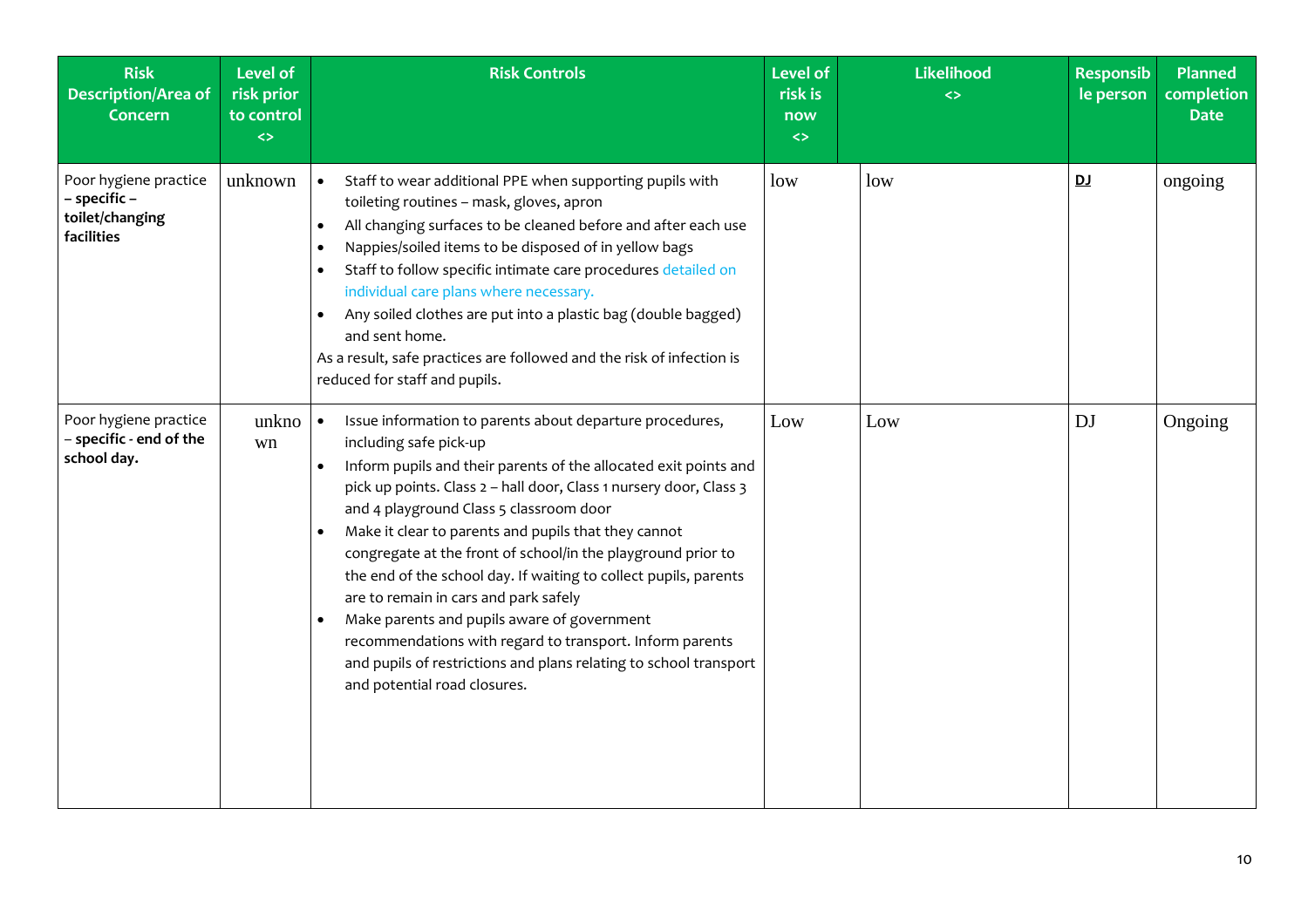| Risk Description/Area of Concern | Level of risk prior to control <> | Risk Controls | Level of risk is now <> | Likelihood <> | Responsible person | Planned completion Date |
|---|---|---|---|---|---|---|
| Poor hygiene practice – **specific – toilet/changing facilities** | unknown | • Staff to wear additional PPE when supporting pupils with toileting routines – mask, gloves, apron<br>• All changing surfaces to be cleaned before and after each use<br>• Nappies/soiled items to be disposed of in yellow bags<br>• Staff to follow specific intimate care procedures detailed on individual care plans where necessary.<br>• Any soiled clothes are put into a plastic bag (double bagged) and sent home.<br>As a result, safe practices are followed and the risk of infection is reduced for staff and pupils. | low | low | **DJ** | ongoing |
| Poor hygiene practice – **specific - end of the school day.** | unknown | • Issue information to parents about departure procedures, including safe pick-up<br>• Inform pupils and their parents of the allocated exit points and pick up points. Class 2 – hall door, Class 1 nursery door, Class 3 and 4 playground Class 5 classroom door<br>• Make it clear to parents and pupils that they cannot congregate at the front of school/in the playground prior to the end of the school day. If waiting to collect pupils, parents are to remain in cars and park safely<br>• Make parents and pupils aware of government recommendations with regard to transport. Inform parents and pupils of restrictions and plans relating to school transport and potential road closures. | Low | Low | DJ | Ongoing |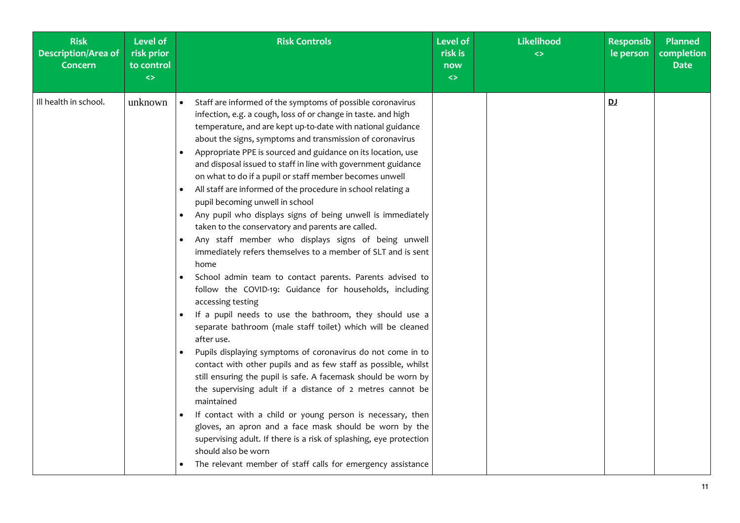| Risk Description/Area of Concern | Level of risk prior to control <> | Risk Controls | Level of risk is now <> | Likelihood <> | Responsible person | Planned completion Date |
|---|---|---|---|---|---|---|
| Ill health in school. | unknown | • Staff are informed of the symptoms of possible coronavirus infection, e.g. a cough, loss of or change in taste. and high temperature, and are kept up-to-date with national guidance about the signs, symptoms and transmission of coronavirus<br>• Appropriate PPE is sourced and guidance on its location, use and disposal issued to staff in line with government guidance on what to do if a pupil or staff member becomes unwell<br>• All staff are informed of the procedure in school relating a pupil becoming unwell in school<br>• Any pupil who displays signs of being unwell is immediately taken to the conservatory and parents are called.<br>• Any staff member who displays signs of being unwell immediately refers themselves to a member of SLT and is sent home<br>• School admin team to contact parents. Parents advised to follow the COVID-19: Guidance for households, including accessing testing<br>• If a pupil needs to use the bathroom, they should use a separate bathroom (male staff toilet) which will be cleaned after use.<br>• Pupils displaying symptoms of coronavirus do not come in to contact with other pupils and as few staff as possible, whilst still ensuring the pupil is safe. A facemask should be worn by the supervising adult if a distance of 2 metres cannot be maintained<br>• If contact with a child or young person is necessary, then gloves, an apron and a face mask should be worn by the supervising adult. If there is a risk of splashing, eye protection should also be worn<br>• The relevant member of staff calls for emergency assistance | | | **DJ** | |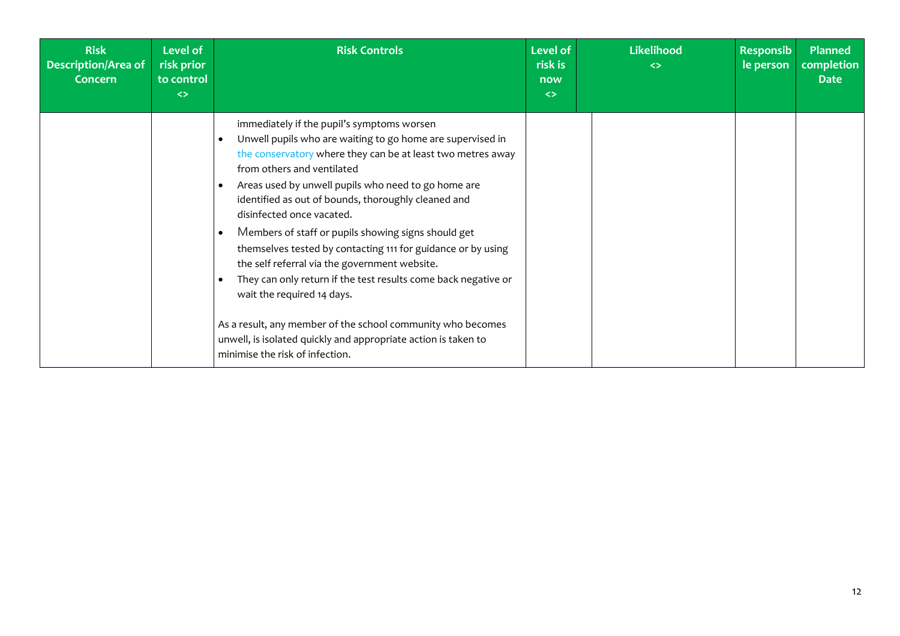| Risk Description/Area of Concern | Level of risk prior to control <> | Risk Controls | Level of risk is now <> | Likelihood <> | Responsible person | Planned completion Date |
|---|---|---|---|---|---|---|
| | | immediately if the pupil's symptoms worsen<br>• Unwell pupils who are waiting to go home are supervised in the conservatory where they can be at least two metres away from others and ventilated<br>• Areas used by unwell pupils who need to go home are identified as out of bounds, thoroughly cleaned and disinfected once vacated.<br>• Members of staff or pupils showing signs should get themselves tested by contacting 111 for guidance or by using the self referral via the government website.<br>• They can only return if the test results come back negative or wait the required 14 days.<br><br>As a result, any member of the school community who becomes unwell, is isolated quickly and appropriate action is taken to minimise the risk of infection. | | | | |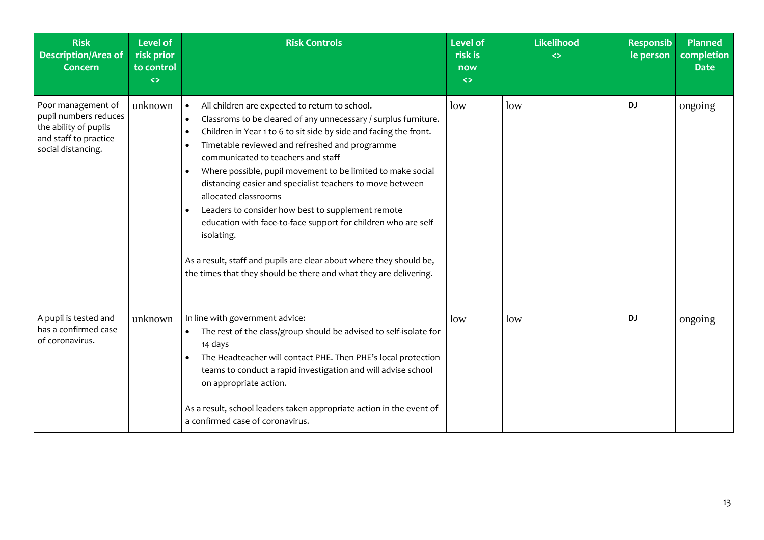| Risk Description/Area of Concern | Level of risk prior to control <> | Risk Controls | Level of risk is now <> | Likelihood <> | Responsible person | Planned completion Date |
|---|---|---|---|---|---|---|
| Poor management of pupil numbers reduces the ability of pupils and staff to practice social distancing. | unknown | • All children are expected to return to school.<br>• Classroms to be cleared of any unnecessary / surplus furniture.<br>• Children in Year 1 to 6 to sit side by side and facing the front.<br>• Timetable reviewed and refreshed and programme communicated to teachers and staff<br>• Where possible, pupil movement to be limited to make social distancing easier and specialist teachers to move between allocated classrooms<br>• Leaders to consider how best to supplement remote education with face-to-face support for children who are self isolating.<br><br>As a result, staff and pupils are clear about where they should be, the times that they should be there and what they are delivering. | low | low | **DJ** | ongoing |
| A pupil is tested and has a confirmed case of coronavirus. | unknown | In line with government advice:<br>• The rest of the class/group should be advised to self-isolate for 14 days<br>• The Headteacher will contact PHE. Then PHE's local protection teams to conduct a rapid investigation and will advise school on appropriate action.<br><br>As a result, school leaders taken appropriate action in the event of a confirmed case of coronavirus. | low | low | **DJ** | ongoing |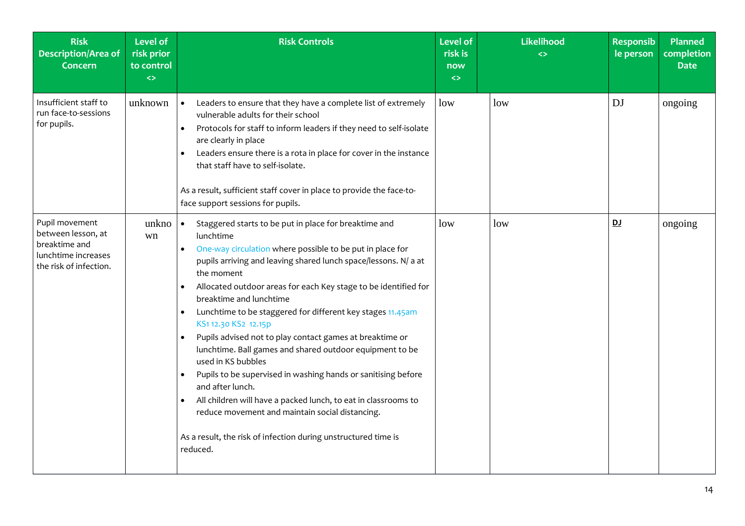| Risk Description/Area of Concern | Level of risk prior to control <> | Risk Controls | Level of risk is now <> | Likelihood <> | Responsible person | Planned completion Date |
|---|---|---|---|---|---|---|
| Insufficient staff to run face-to-sessions for pupils. | unknown | • Leaders to ensure that they have a complete list of extremely vulnerable adults for their school<br>• Protocols for staff to inform leaders if they need to self-isolate are clearly in place<br>• Leaders ensure there is a rota in place for cover in the instance that staff have to self-isolate.<br><br>As a result, sufficient staff cover in place to provide the face-to-face support sessions for pupils. | low | low | DJ | ongoing |
| Pupil movement between lesson, at breaktime and lunchtime increases the risk of infection. | unknown | • Staggered starts to be put in place for breaktime and lunchtime<br>• One-way circulation where possible to be put in place for pupils arriving and leaving shared lunch space/lessons. N/ a at the moment<br>• Allocated outdoor areas for each Key stage to be identified for breaktime and lunchtime<br>• Lunchtime to be staggered for different key stages 11.45am KS1 12.30 KS2 12.15p<br>• Pupils advised not to play contact games at breaktime or lunchtime. Ball games and shared outdoor equipment to be used in KS bubbles<br>• Pupils to be supervised in washing hands or sanitising before and after lunch.<br>• All children will have a packed lunch, to eat in classrooms to reduce movement and maintain social distancing.<br><br>As a result, the risk of infection during unstructured time is reduced. | low | low | **DJ** | ongoing |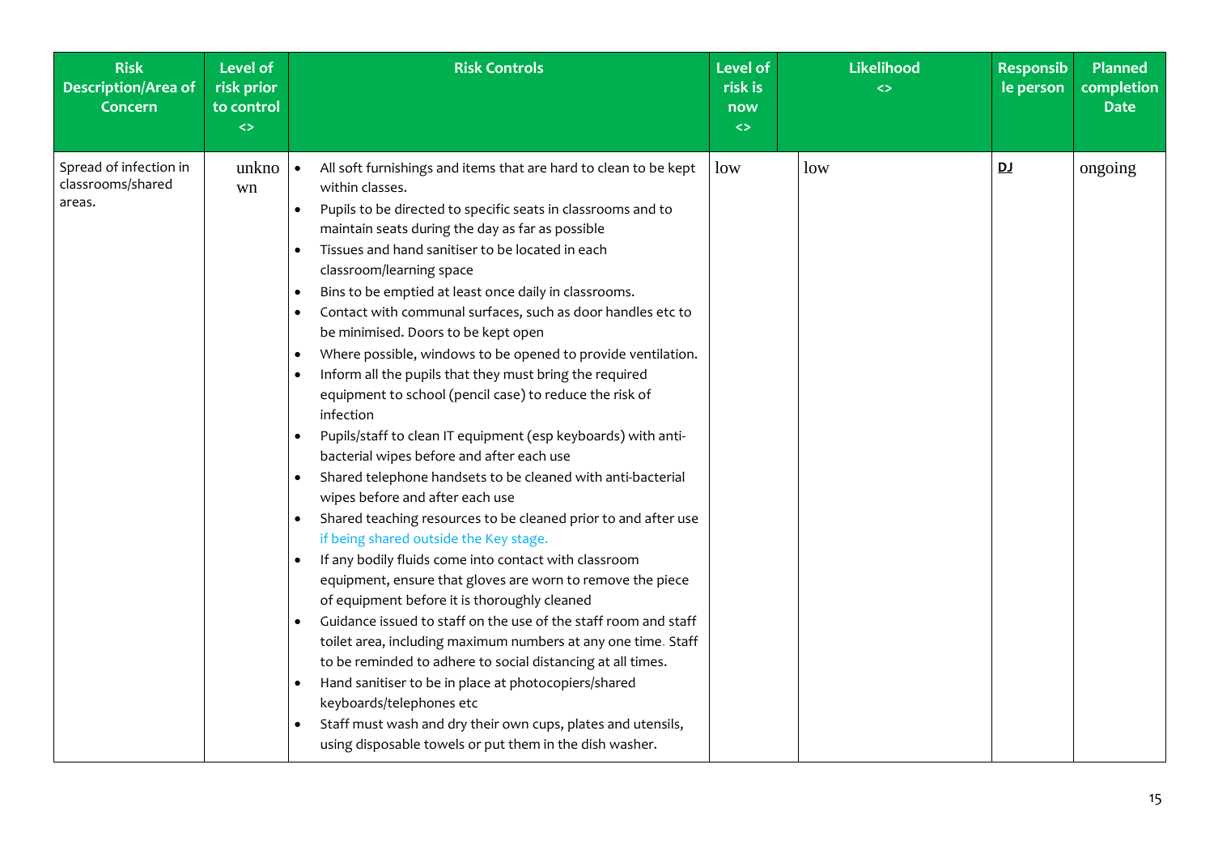| Risk Description/Area of Concern | Level of risk prior to control <> | Risk Controls | Level of risk is now <> | Likelihood <> | Responsible person | Planned completion Date |
|---|---|---|---|---|---|---|
| Spread of infection in classrooms/shared areas. | unknown | • All soft furnishings and items that are hard to clean to be kept within classes.<br>• Pupils to be directed to specific seats in classrooms and to maintain seats during the day as far as possible<br>• Tissues and hand sanitiser to be located in each classroom/learning space<br>• Bins to be emptied at least once daily in classrooms.<br>• Contact with communal surfaces, such as door handles etc to be minimised. Doors to be kept open<br>• Where possible, windows to be opened to provide ventilation.<br>• Inform all the pupils that they must bring the required equipment to school (pencil case) to reduce the risk of infection<br>• Pupils/staff to clean IT equipment (esp keyboards) with anti-bacterial wipes before and after each use<br>• Shared telephone handsets to be cleaned with anti-bacterial wipes before and after each use<br>• Shared teaching resources to be cleaned prior to and after use if being shared outside the Key stage.<br>• If any bodily fluids come into contact with classroom equipment, ensure that gloves are worn to remove the piece of equipment before it is thoroughly cleaned<br>• Guidance issued to staff on the use of the staff room and staff toilet area, including maximum numbers at any one time. Staff to be reminded to adhere to social distancing at all times.<br>• Hand sanitiser to be in place at photocopiers/shared keyboards/telephones etc<br>• Staff must wash and dry their own cups, plates and utensils, using disposable towels or put them in the dish washer. | low | low | **DJ** | ongoing |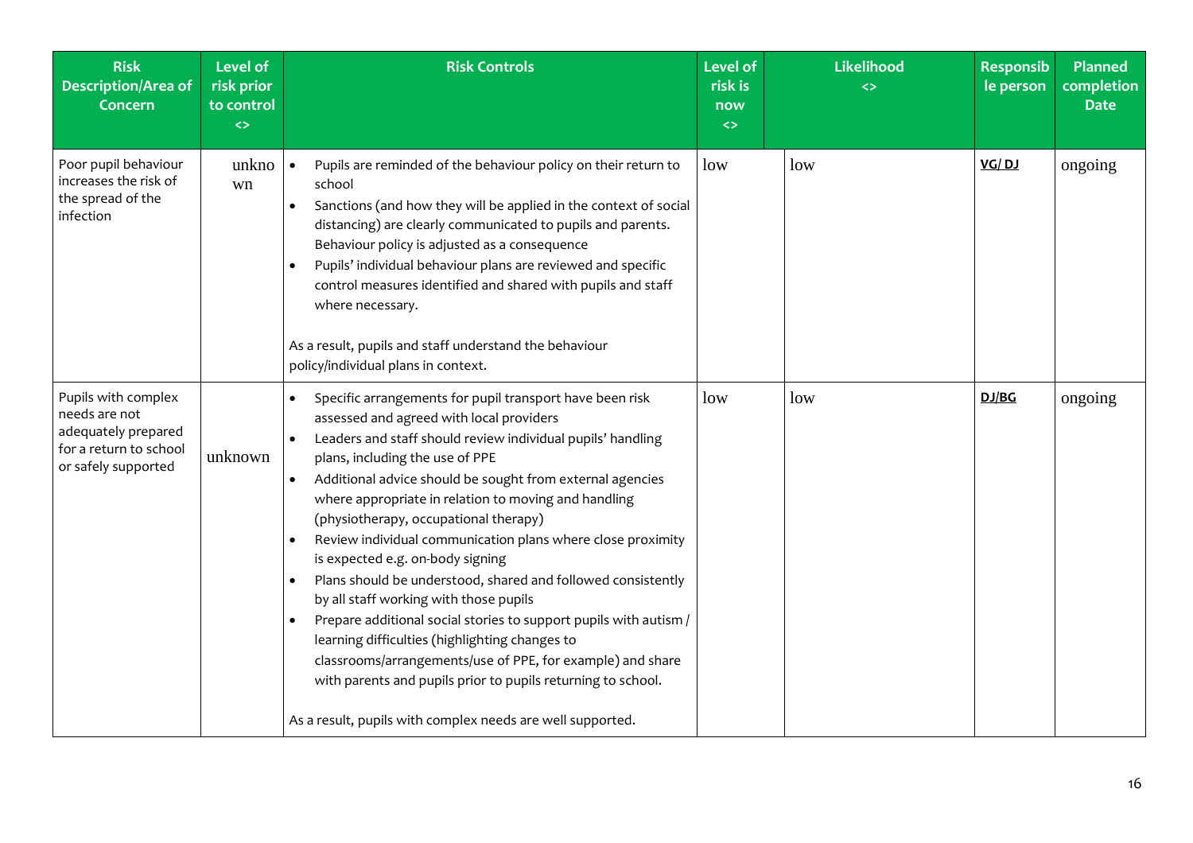| Risk Description/Area of Concern | Level of risk prior to control <> | Risk Controls | Level of risk is now <> | Likelihood <> | Responsible person | Planned completion Date |
|---|---|---|---|---|---|---|
| Poor pupil behaviour increases the risk of the spread of the infection | unknown | • Pupils are reminded of the behaviour policy on their return to school<br>• Sanctions (and how they will be applied in the context of social distancing) are clearly communicated to pupils and parents. Behaviour policy is adjusted as a consequence<br>• Pupils' individual behaviour plans are reviewed and specific control measures identified and shared with pupils and staff where necessary.<br><br>As a result, pupils and staff understand the behaviour policy/individual plans in context. | low | low | **VG/ DJ** | ongoing |
| Pupils with complex needs are not adequately prepared for a return to school or safely supported | unknown | • Specific arrangements for pupil transport have been risk assessed and agreed with local providers<br>• Leaders and staff should review individual pupils' handling plans, including the use of PPE<br>• Additional advice should be sought from external agencies where appropriate in relation to moving and handling (physiotherapy, occupational therapy)<br>• Review individual communication plans where close proximity is expected e.g. on-body signing<br>• Plans should be understood, shared and followed consistently by all staff working with those pupils<br>• Prepare additional social stories to support pupils with autism / learning difficulties (highlighting changes to classrooms/arrangements/use of PPE, for example) and share with parents and pupils prior to pupils returning to school.<br><br>As a result, pupils with complex needs are well supported. | low | low | **DJ/BG** | ongoing |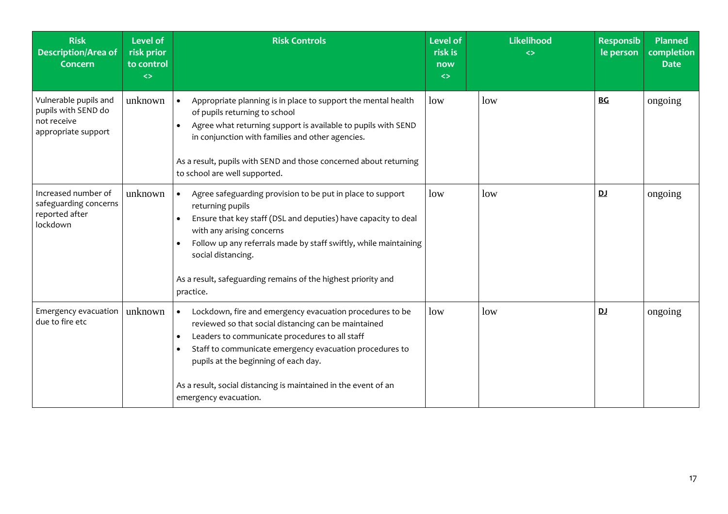| Risk Description/Area of Concern | Level of risk prior to control <> | Risk Controls | Level of risk is now <> | Likelihood <> | Responsible person | Planned completion Date |
|---|---|---|---|---|---|---|
| Vulnerable pupils and pupils with SEND do not receive appropriate support | unknown | • Appropriate planning is in place to support the mental health of pupils returning to school<br>• Agree what returning support is available to pupils with SEND in conjunction with families and other agencies.<br><br>As a result, pupils with SEND and those concerned about returning to school are well supported. | low | low | **BG** | ongoing |
| Increased number of safeguarding concerns reported after lockdown | unknown | • Agree safeguarding provision to be put in place to support returning pupils<br>• Ensure that key staff (DSL and deputies) have capacity to deal with any arising concerns<br>• Follow up any referrals made by staff swiftly, while maintaining social distancing.<br><br>As a result, safeguarding remains of the highest priority and practice. | low | low | **DJ** | ongoing |
| Emergency evacuation due to fire etc | unknown | • Lockdown, fire and emergency evacuation procedures to be reviewed so that social distancing can be maintained<br>• Leaders to communicate procedures to all staff<br>• Staff to communicate emergency evacuation procedures to pupils at the beginning of each day.<br><br>As a result, social distancing is maintained in the event of an emergency evacuation. | low | low | **DJ** | ongoing |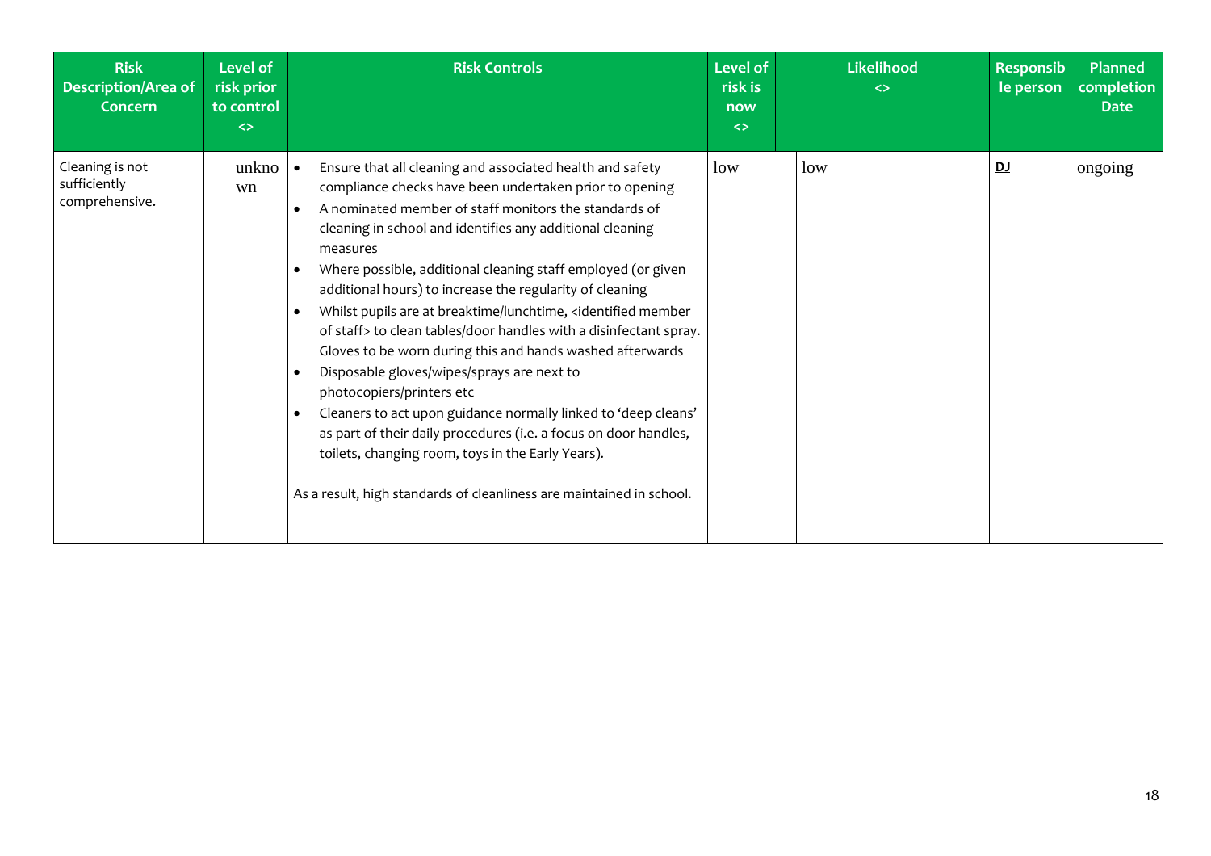| Risk Description/Area of Concern | Level of risk prior to control <> | Risk Controls | Level of risk is now <> | Likelihood <> | Responsible person | Planned completion Date |
|---|---|---|---|---|---|---|
| Cleaning is not sufficiently comprehensive. | unknown | • Ensure that all cleaning and associated health and safety compliance checks have been undertaken prior to opening<br>• A nominated member of staff monitors the standards of cleaning in school and identifies any additional cleaning measures<br>• Where possible, additional cleaning staff employed (or given additional hours) to increase the regularity of cleaning<br>• Whilst pupils are at breaktime/lunchtime, <identified member of staff> to clean tables/door handles with a disinfectant spray. Gloves to be worn during this and hands washed afterwards<br>• Disposable gloves/wipes/sprays are next to photocopiers/printers etc<br>• Cleaners to act upon guidance normally linked to 'deep cleans' as part of their daily procedures (i.e. a focus on door handles, toilets, changing room, toys in the Early Years).<br><br>As a result, high standards of cleanliness are maintained in school. | low | low | **DJ** | ongoing |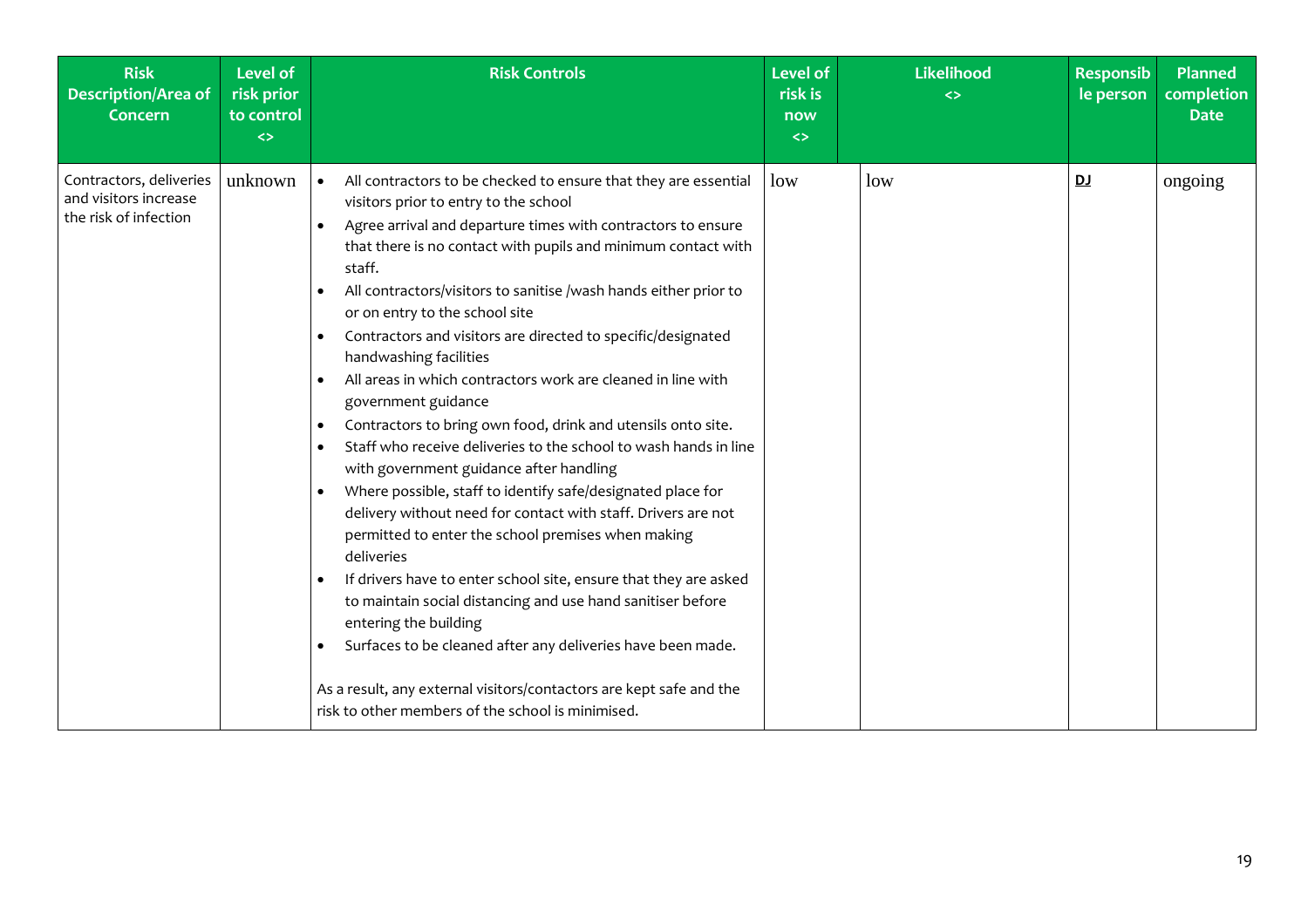| Risk Description/Area of Concern | Level of risk prior to control <> | Risk Controls | Level of risk is now <> | Likelihood <> | Responsible person | Planned completion Date |
| --- | --- | --- | --- | --- | --- | --- |
| Contractors, deliveries and visitors increase the risk of infection | unknown | • All contractors to be checked to ensure that they are essential visitors prior to entry to the school<br>• Agree arrival and departure times with contractors to ensure that there is no contact with pupils and minimum contact with staff.<br>• All contractors/visitors to sanitise /wash hands either prior to or on entry to the school site<br>• Contractors and visitors are directed to specific/designated handwashing facilities<br>• All areas in which contractors work are cleaned in line with government guidance<br>• Contractors to bring own food, drink and utensils onto site.<br>• Staff who receive deliveries to the school to wash hands in line with government guidance after handling<br>• Where possible, staff to identify safe/designated place for delivery without need for contact with staff. Drivers are not permitted to enter the school premises when making deliveries<br>• If drivers have to enter school site, ensure that they are asked to maintain social distancing and use hand sanitiser before entering the building<br>• Surfaces to be cleaned after any deliveries have been made.<br><br>As a result, any external visitors/contactors are kept safe and the risk to other members of the school is minimised. | low | low | **DJ** | ongoing |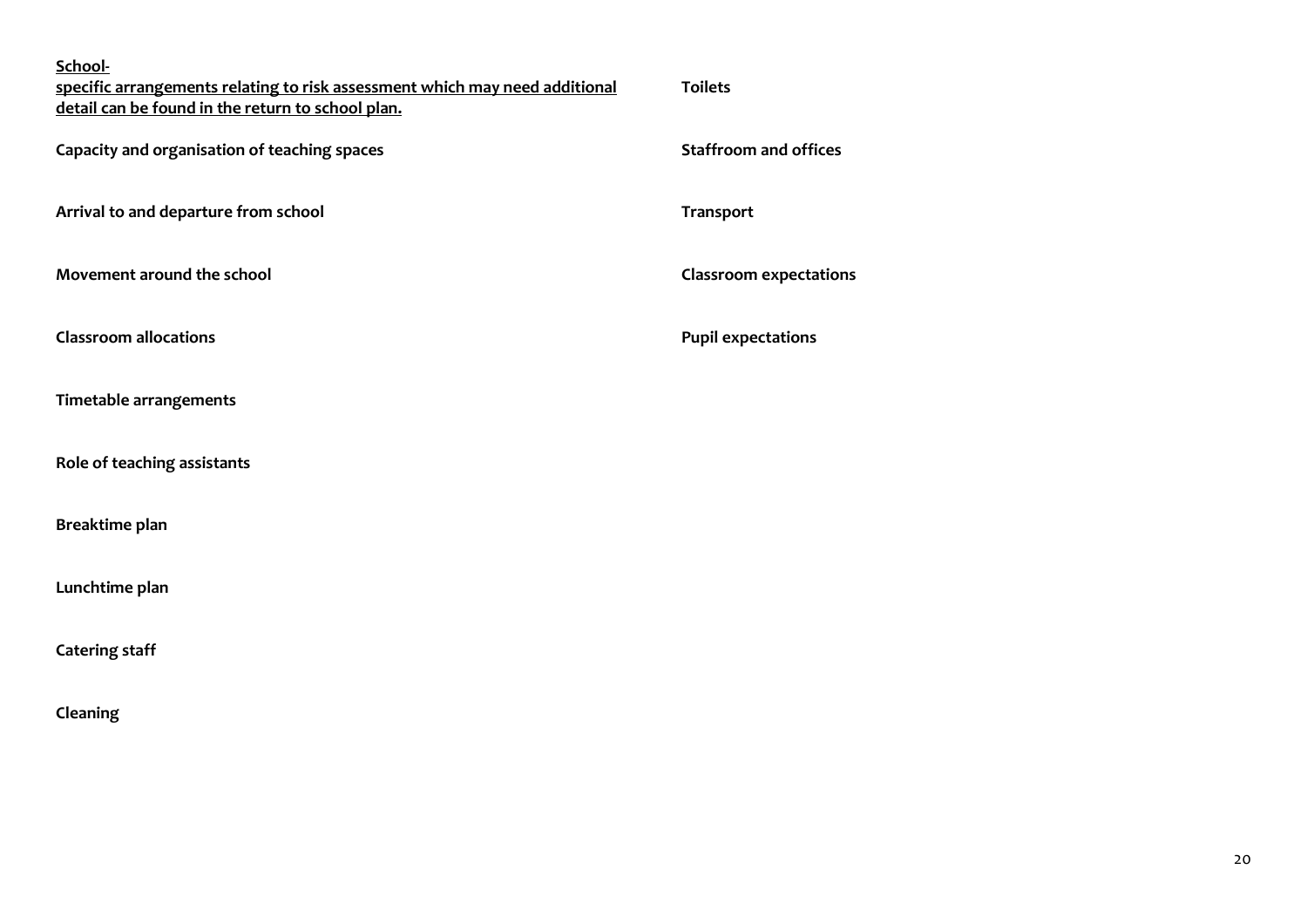**<u>School-specific arrangements relating to risk assessment which may need additional detail can be found in the return to school plan.</u>**

**Capacity and organisation of teaching spaces**

**Arrival to and departure from school**

**Movement around the school**

**Classroom allocations**

**Timetable arrangements**

**Role of teaching assistants**

**Breaktime plan**

**Lunchtime plan**

**Catering staff**

**Cleaning**

**Toilets**

**Staffroom and offices**

**Transport**

**Classroom expectations**

**Pupil expectations**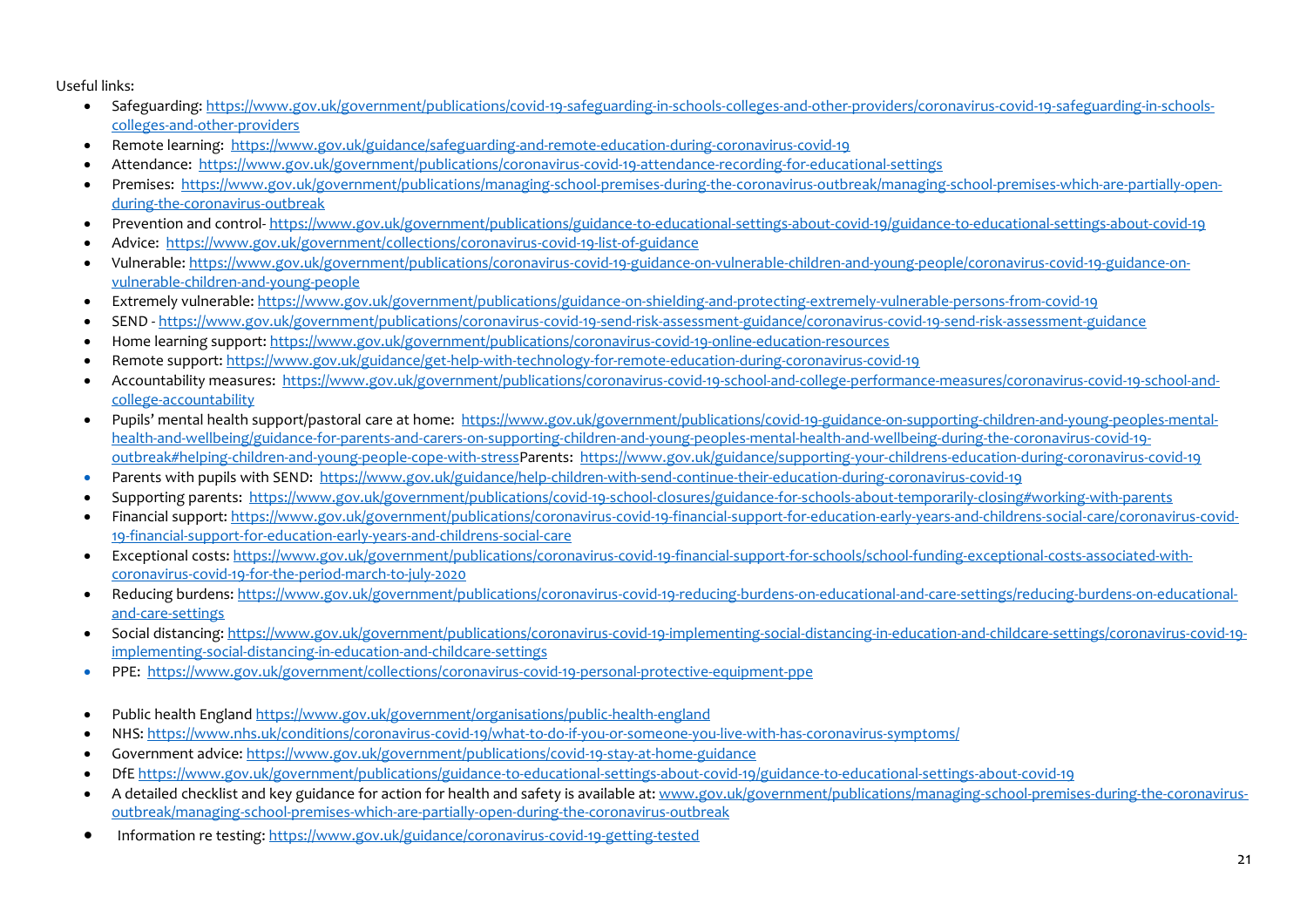Useful links:

- Safeguarding: https://www.gov.uk/government/publications/covid-19-safeguarding-in-schools-colleges-and-other-providers/coronavirus-covid-19-safeguarding-in-schools-colleges-and-other-providers
- Remote learning: https://www.gov.uk/guidance/safeguarding-and-remote-education-during-coronavirus-covid-19
- Attendance: https://www.gov.uk/government/publications/coronavirus-covid-19-attendance-recording-for-educational-settings
- Premises: https://www.gov.uk/government/publications/managing-school-premises-during-the-coronavirus-outbreak/managing-school-premises-which-are-partially-open-during-the-coronavirus-outbreak
- Prevention and control- https://www.gov.uk/government/publications/guidance-to-educational-settings-about-covid-19/guidance-to-educational-settings-about-covid-19
- Advice: https://www.gov.uk/government/collections/coronavirus-covid-19-list-of-guidance
- Vulnerable: https://www.gov.uk/government/publications/coronavirus-covid-19-guidance-on-vulnerable-children-and-young-people/coronavirus-covid-19-guidance-on-vulnerable-children-and-young-people
- Extremely vulnerable: https://www.gov.uk/government/publications/guidance-on-shielding-and-protecting-extremely-vulnerable-persons-from-covid-19
- SEND - https://www.gov.uk/government/publications/coronavirus-covid-19-send-risk-assessment-guidance/coronavirus-covid-19-send-risk-assessment-guidance
- Home learning support: https://www.gov.uk/government/publications/coronavirus-covid-19-online-education-resources
- Remote support: https://www.gov.uk/guidance/get-help-with-technology-for-remote-education-during-coronavirus-covid-19
- Accountability measures: https://www.gov.uk/government/publications/coronavirus-covid-19-school-and-college-performance-measures/coronavirus-covid-19-school-and-college-accountability
- Pupils' mental health support/pastoral care at home: https://www.gov.uk/government/publications/covid-19-guidance-on-supporting-children-and-young-peoples-mental-health-and-wellbeing/guidance-for-parents-and-carers-on-supporting-children-and-young-peoples-mental-health-and-wellbeing-during-the-coronavirus-covid-19-outbreak#helping-children-and-young-people-cope-with-stressParents: https://www.gov.uk/guidance/supporting-your-childrens-education-during-coronavirus-covid-19
- Parents with pupils with SEND: https://www.gov.uk/guidance/help-children-with-send-continue-their-education-during-coronavirus-covid-19
- Supporting parents: https://www.gov.uk/government/publications/covid-19-school-closures/guidance-for-schools-about-temporarily-closing#working-with-parents
- Financial support: https://www.gov.uk/government/publications/coronavirus-covid-19-financial-support-for-education-early-years-and-childrens-social-care/coronavirus-covid-19-financial-support-for-education-early-years-and-childrens-social-care
- Exceptional costs: https://www.gov.uk/government/publications/coronavirus-covid-19-financial-support-for-schools/school-funding-exceptional-costs-associated-with-coronavirus-covid-19-for-the-period-march-to-july-2020
- Reducing burdens: https://www.gov.uk/government/publications/coronavirus-covid-19-reducing-burdens-on-educational-and-care-settings/reducing-burdens-on-educational-and-care-settings
- Social distancing: https://www.gov.uk/government/publications/coronavirus-covid-19-implementing-social-distancing-in-education-and-childcare-settings/coronavirus-covid-19-implementing-social-distancing-in-education-and-childcare-settings
- PPE: https://www.gov.uk/government/collections/coronavirus-covid-19-personal-protective-equipment-ppe

- Public health England https://www.gov.uk/government/organisations/public-health-england
- NHS: https://www.nhs.uk/conditions/coronavirus-covid-19/what-to-do-if-you-or-someone-you-live-with-has-coronavirus-symptoms/
- Government advice: https://www.gov.uk/government/publications/covid-19-stay-at-home-guidance
- DfE https://www.gov.uk/government/publications/guidance-to-educational-settings-about-covid-19/guidance-to-educational-settings-about-covid-19
- A detailed checklist and key guidance for action for health and safety is available at: www.gov.uk/government/publications/managing-school-premises-during-the-coronavirus-outbreak/managing-school-premises-which-are-partially-open-during-the-coronavirus-outbreak
- Information re testing: https://www.gov.uk/guidance/coronavirus-covid-19-getting-tested